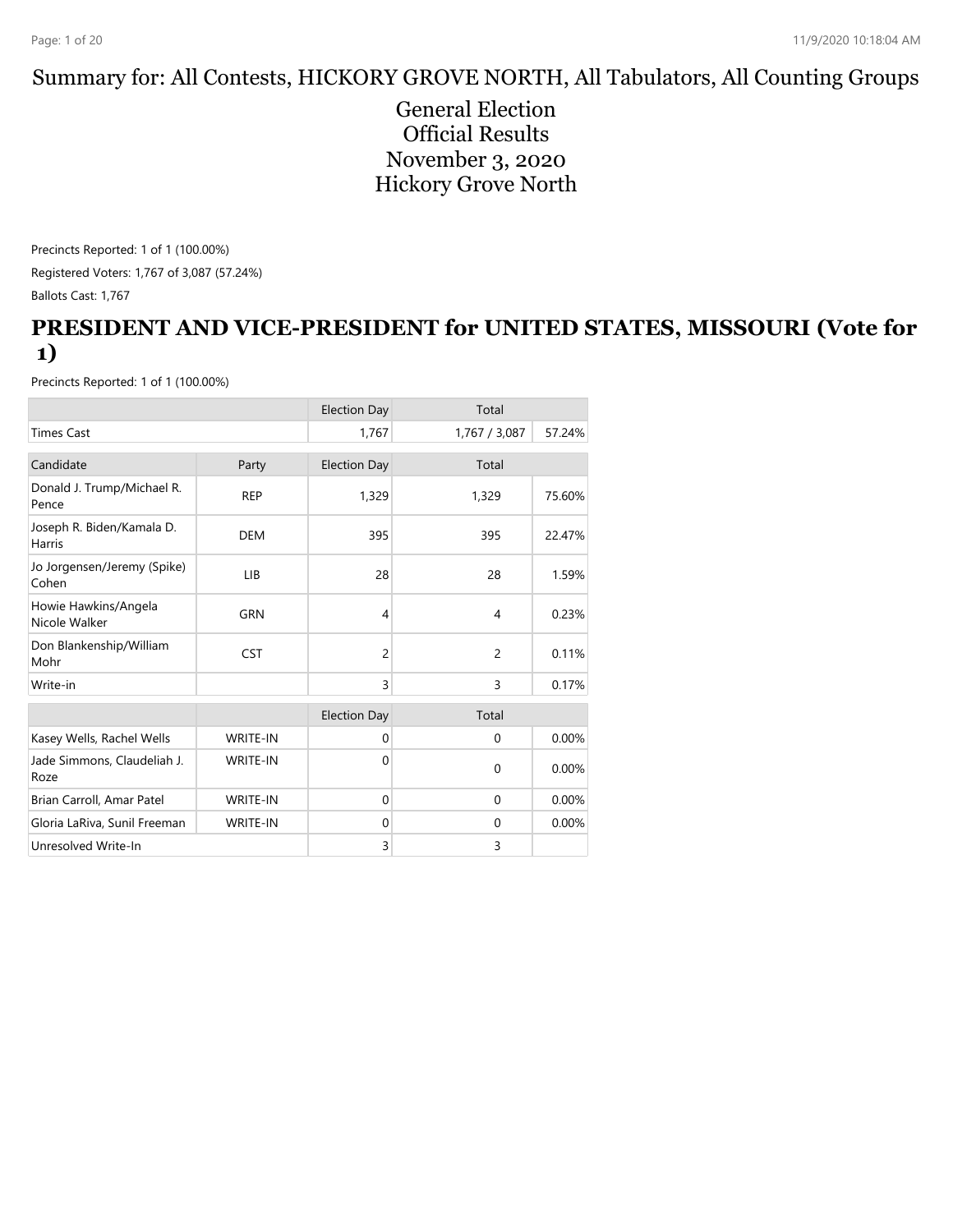# Summary for: All Contests, HICKORY GROVE NORTH, All Tabulators, All Counting Groups

General Election
Official Results
November 3, 2020
Hickory Grove North

Precincts Reported: 1 of 1 (100.00%)

Registered Voters: 1,767 of 3,087 (57.24%)

Ballots Cast: 1,767

## PRESIDENT AND VICE-PRESIDENT for UNITED STATES, MISSOURI (Vote for 1)

Precincts Reported: 1 of 1 (100.00%)

| | | Election Day | Total | |
|---|---|---|---|---|
| Times Cast | | 1,767 | 1,767 / 3,087 | 57.24% |

| Candidate | Party | Election Day | Total | |
|---|---|---|---|---|
| Donald J. Trump/Michael R. Pence | REP | 1,329 | 1,329 | 75.60% |
| Joseph R. Biden/Kamala D. Harris | DEM | 395 | 395 | 22.47% |
| Jo Jorgensen/Jeremy (Spike) Cohen | LIB | 28 | 28 | 1.59% |
| Howie Hawkins/Angela Nicole Walker | GRN | 4 | 4 | 0.23% |
| Don Blankenship/William Mohr | CST | 2 | 2 | 0.11% |
| Write-in | | 3 | 3 | 0.17% |

| | | Election Day | Total | |
|---|---|---|---|---|
| Kasey Wells, Rachel Wells | WRITE-IN | 0 | 0 | 0.00% |
| Jade Simmons, Claudeliah J. Roze | WRITE-IN | 0 | 0 | 0.00% |
| Brian Carroll, Amar Patel | WRITE-IN | 0 | 0 | 0.00% |
| Gloria LaRiva, Sunil Freeman | WRITE-IN | 0 | 0 | 0.00% |
| Unresolved Write-In | | 3 | 3 | |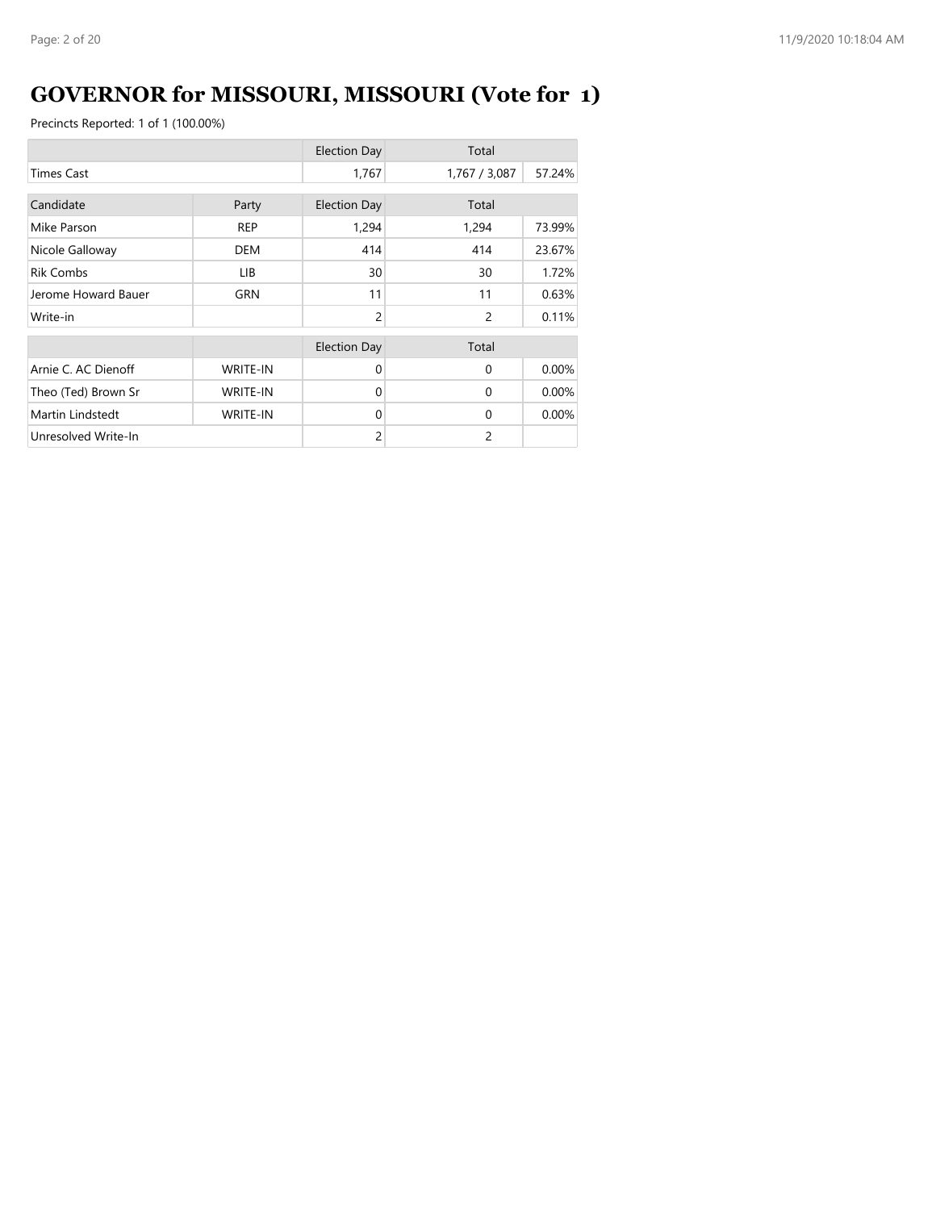# GOVERNOR for MISSOURI, MISSOURI (Vote for 1)

Precincts Reported: 1 of 1 (100.00%)

| | | Election Day | Total | |
|---|---|---|---|---|
| Times Cast | | 1,767 | 1,767 / 3,087 | 57.24% |

| Candidate | Party | Election Day | Total | |
|---|---|---|---|---|
| Mike Parson | REP | 1,294 | 1,294 | 73.99% |
| Nicole Galloway | DEM | 414 | 414 | 23.67% |
| Rik Combs | LIB | 30 | 30 | 1.72% |
| Jerome Howard Bauer | GRN | 11 | 11 | 0.63% |
| Write-in | | 2 | 2 | 0.11% |

| | | Election Day | Total | |
|---|---|---|---|---|
| Arnie C. AC Dienoff | WRITE-IN | 0 | 0 | 0.00% |
| Theo (Ted) Brown Sr | WRITE-IN | 0 | 0 | 0.00% |
| Martin Lindstedt | WRITE-IN | 0 | 0 | 0.00% |
| Unresolved Write-In | | 2 | 2 | |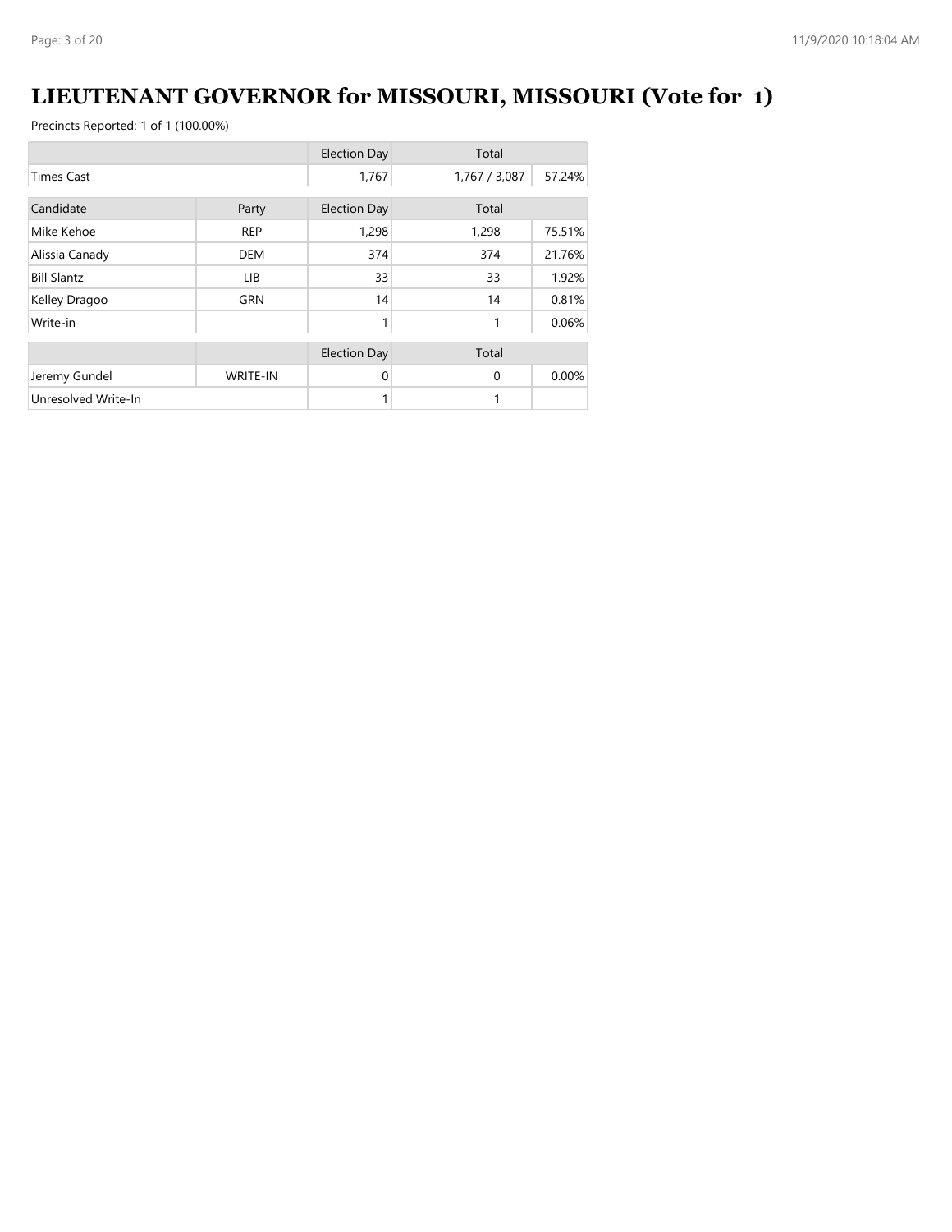# LIEUTENANT GOVERNOR for MISSOURI, MISSOURI (Vote for 1)

Precincts Reported: 1 of 1 (100.00%)

| | | Election Day | Total | |
|---|---|---|---|---|
| Times Cast | | 1,767 | 1,767 / 3,087 | 57.24% |

| Candidate | Party | Election Day | Total | |
|---|---|---|---|---|
| Mike Kehoe | REP | 1,298 | 1,298 | 75.51% |
| Alissia Canady | DEM | 374 | 374 | 21.76% |
| Bill Slantz | LIB | 33 | 33 | 1.92% |
| Kelley Dragoo | GRN | 14 | 14 | 0.81% |
| Write-in | | 1 | 1 | 0.06% |

| | | Election Day | Total | |
|---|---|---|---|---|
| Jeremy Gundel | WRITE-IN | 0 | 0 | 0.00% |
| Unresolved Write-In | | 1 | 1 | |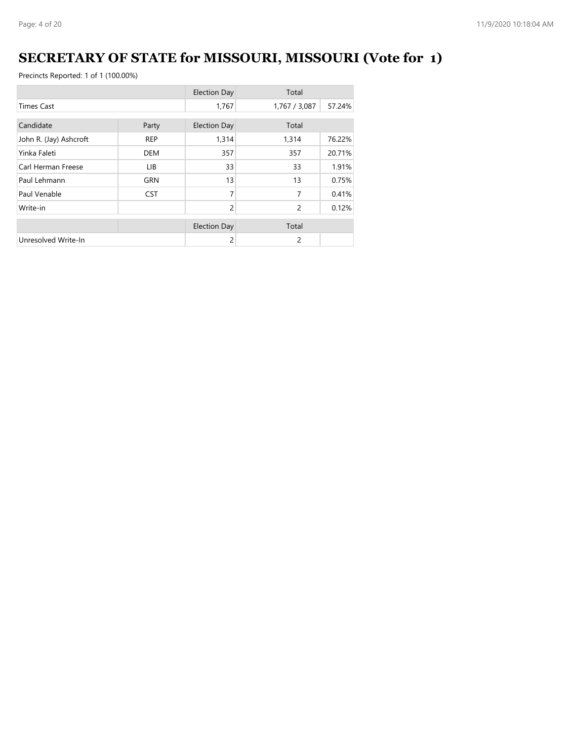# SECRETARY OF STATE for MISSOURI, MISSOURI (Vote for 1)

Precincts Reported: 1 of 1 (100.00%)

| | Election Day | Total | |
|---|---|---|---|
| Times Cast | 1,767 | 1,767 / 3,087 | 57.24% |

| Candidate | Party | Election Day | Total | |
|---|---|---|---|---|
| John R. (Jay) Ashcroft | REP | 1,314 | 1,314 | 76.22% |
| Yinka Faleti | DEM | 357 | 357 | 20.71% |
| Carl Herman Freese | LIB | 33 | 33 | 1.91% |
| Paul Lehmann | GRN | 13 | 13 | 0.75% |
| Paul Venable | CST | 7 | 7 | 0.41% |
| Write-in | | 2 | 2 | 0.12% |

| | | Election Day | Total | |
|---|---|---|---|---|
| Unresolved Write-In | | 2 | 2 | |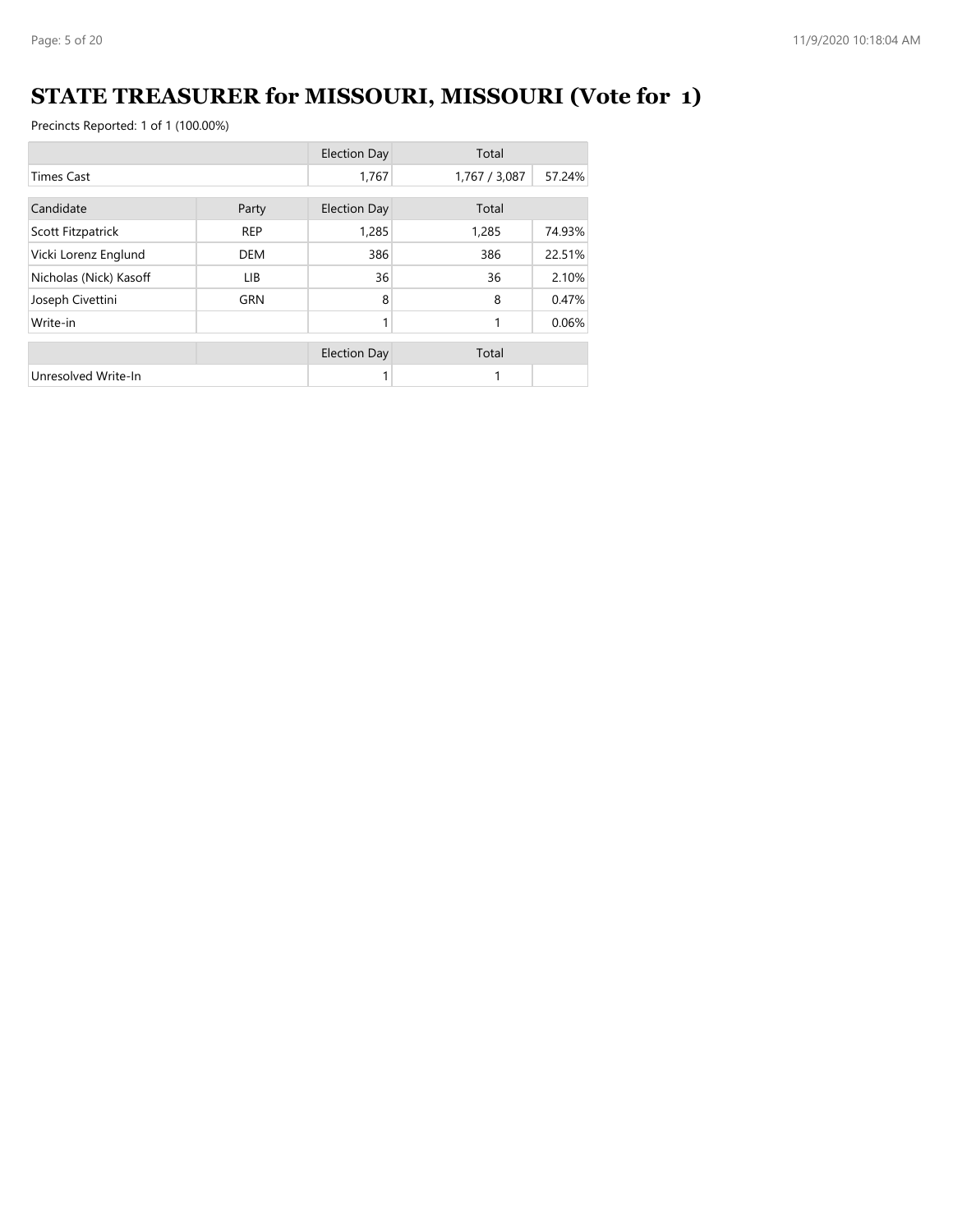# STATE TREASURER for MISSOURI, MISSOURI (Vote for 1)

Precincts Reported: 1 of 1 (100.00%)

| | | Election Day | Total | |
|---|---|---|---|---|
| Times Cast | | 1,767 | 1,767 / 3,087 | 57.24% |

| Candidate | Party | Election Day | Total | |
|---|---|---|---|---|
| Scott Fitzpatrick | REP | 1,285 | 1,285 | 74.93% |
| Vicki Lorenz Englund | DEM | 386 | 386 | 22.51% |
| Nicholas (Nick) Kasoff | LIB | 36 | 36 | 2.10% |
| Joseph Civettini | GRN | 8 | 8 | 0.47% |
| Write-in | | 1 | 1 | 0.06% |

| | | Election Day | Total | |
|---|---|---|---|---|
| Unresolved Write-In | | 1 | 1 | |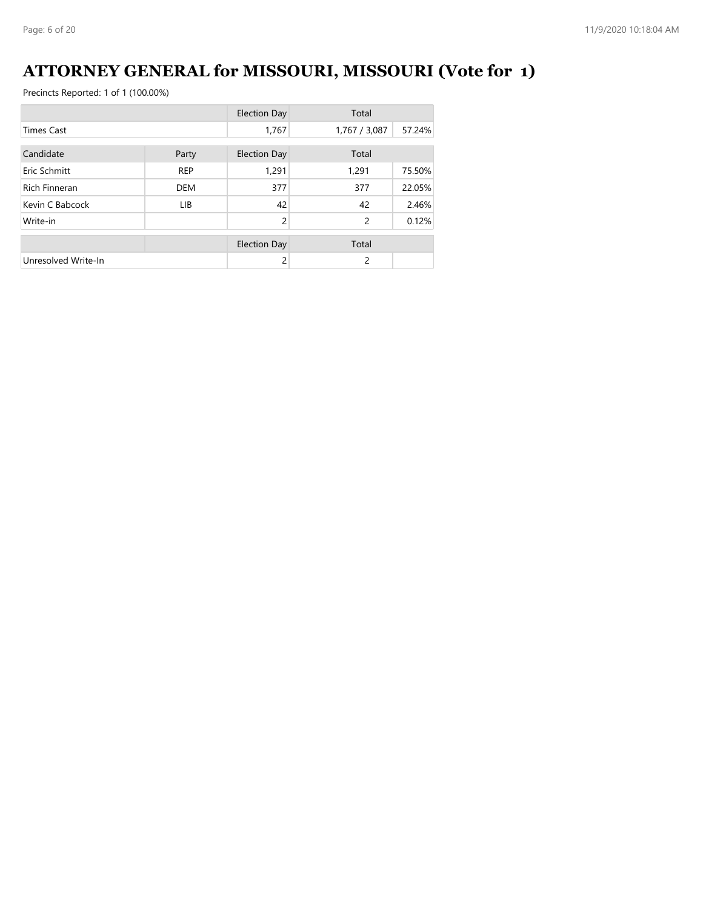# ATTORNEY GENERAL for MISSOURI, MISSOURI (Vote for 1)

Precincts Reported: 1 of 1 (100.00%)

| | | Election Day | Total | |
|---|---|---|---|---|
| Times Cast | | 1,767 | 1,767 / 3,087 | 57.24% |

| Candidate | Party | Election Day | Total | |
|---|---|---|---|---|
| Eric Schmitt | REP | 1,291 | 1,291 | 75.50% |
| Rich Finneran | DEM | 377 | 377 | 22.05% |
| Kevin C Babcock | LIB | 42 | 42 | 2.46% |
| Write-in | | 2 | 2 | 0.12% |

| | | Election Day | Total | |
|---|---|---|---|---|
| Unresolved Write-In | | 2 | 2 | |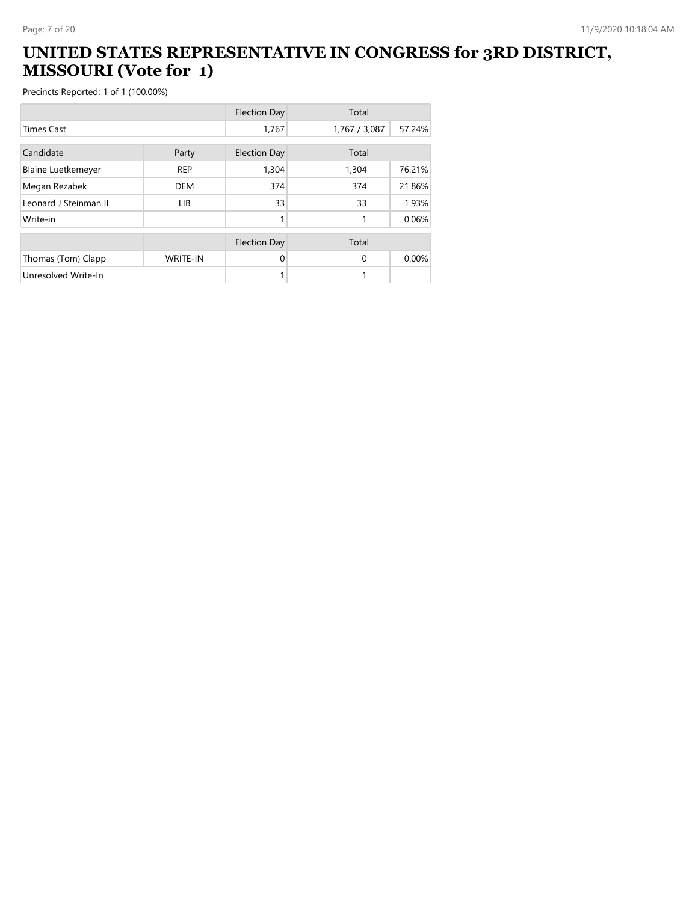# UNITED STATES REPRESENTATIVE IN CONGRESS for 3RD DISTRICT, MISSOURI (Vote for 1)

Precincts Reported: 1 of 1 (100.00%)

| | | Election Day | Total | |
|---|---|---|---|---|
| Times Cast | | 1,767 | 1,767 / 3,087 | 57.24% |

| Candidate | Party | Election Day | Total | |
|---|---|---|---|---|
| Blaine Luetkemeyer | REP | 1,304 | 1,304 | 76.21% |
| Megan Rezabek | DEM | 374 | 374 | 21.86% |
| Leonard J Steinman II | LIB | 33 | 33 | 1.93% |
| Write-in | | 1 | 1 | 0.06% |

| | | Election Day | Total | |
|---|---|---|---|---|
| Thomas (Tom) Clapp | WRITE-IN | 0 | 0 | 0.00% |
| Unresolved Write-In | | 1 | 1 | |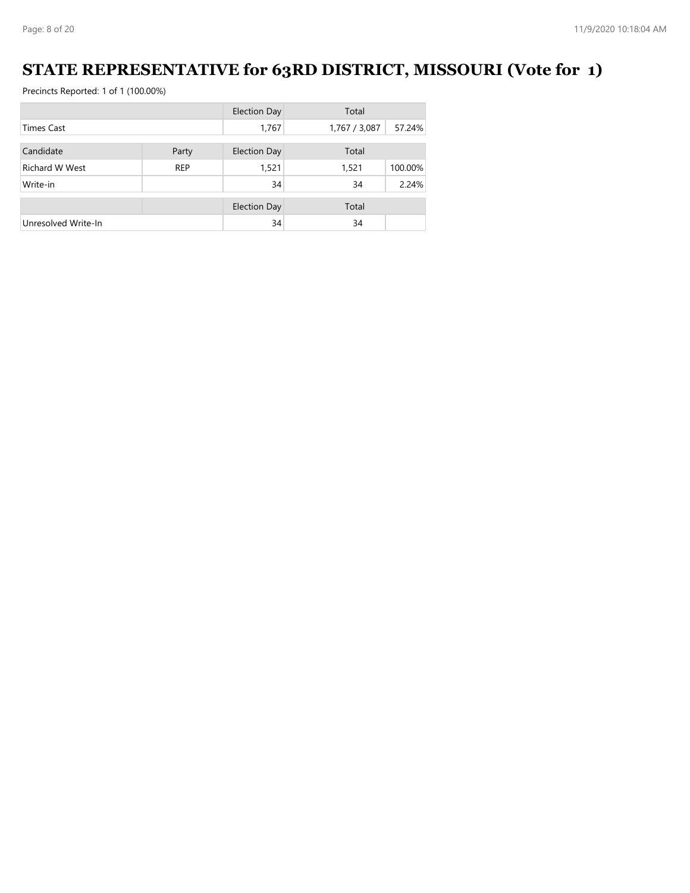# STATE REPRESENTATIVE for 63RD DISTRICT, MISSOURI (Vote for 1)

Precincts Reported: 1 of 1 (100.00%)

| | | Election Day | Total | |
|---|---|---|---|---|
| Times Cast | | 1,767 | 1,767 / 3,087 | 57.24% |

| Candidate | Party | Election Day | Total | |
|---|---|---|---|---|
| Richard W West | REP | 1,521 | 1,521 | 100.00% |
| Write-in | | 34 | 34 | 2.24% |

| | | Election Day | Total | |
|---|---|---|---|---|
| Unresolved Write-In | | 34 | 34 | |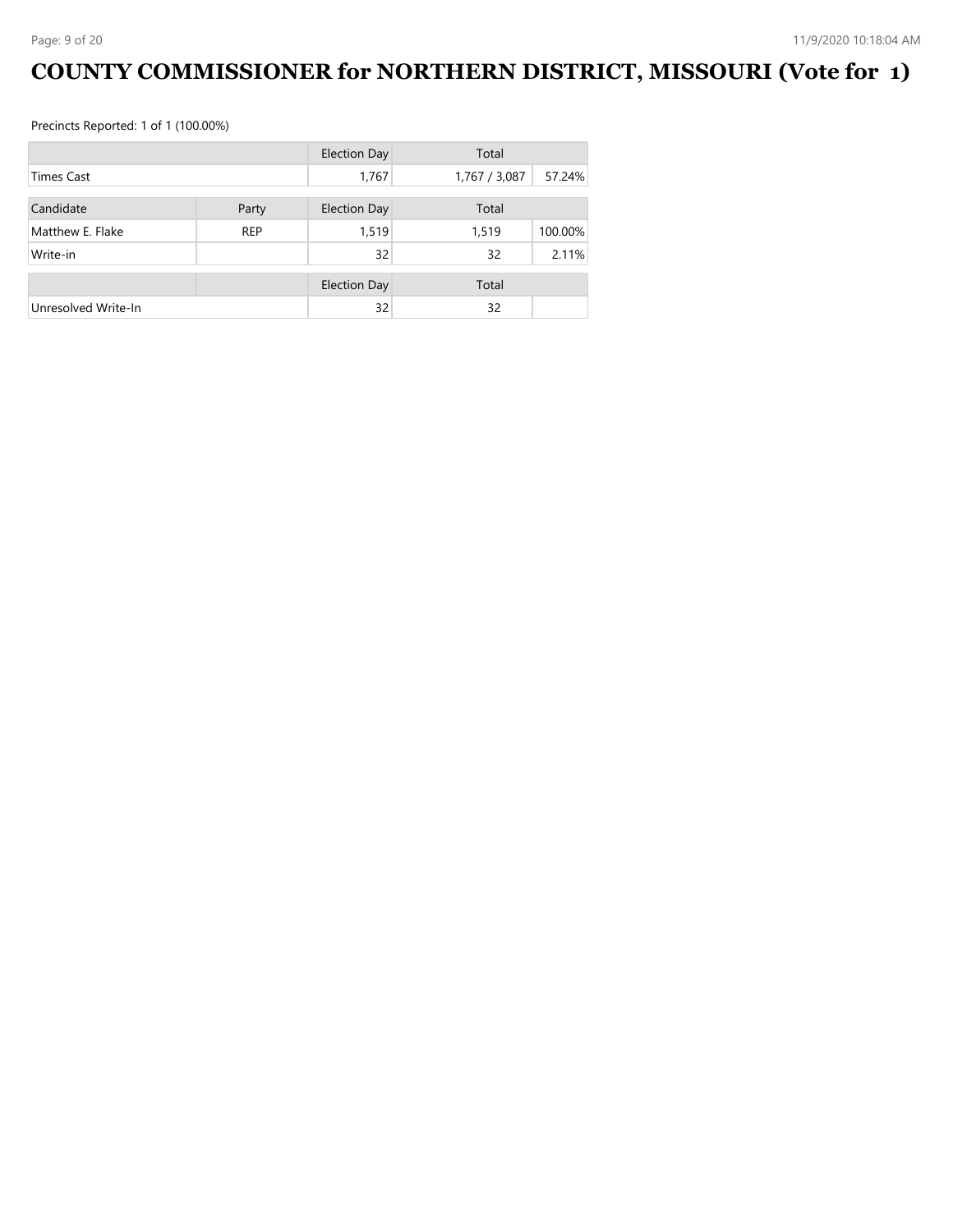# COUNTY COMMISSIONER for NORTHERN DISTRICT, MISSOURI (Vote for 1)

Precincts Reported: 1 of 1 (100.00%)

| | | Election Day | Total | |
|---|---|---|---|---|
| Times Cast | | 1,767 | 1,767 / 3,087 | 57.24% |
| **Candidate** | **Party** | **Election Day** | **Total** | |
| Matthew E. Flake | REP | 1,519 | 1,519 | 100.00% |
| Write-in | | 32 | 32 | 2.11% |
| | | **Election Day** | **Total** | |
| Unresolved Write-In | | 32 | 32 | |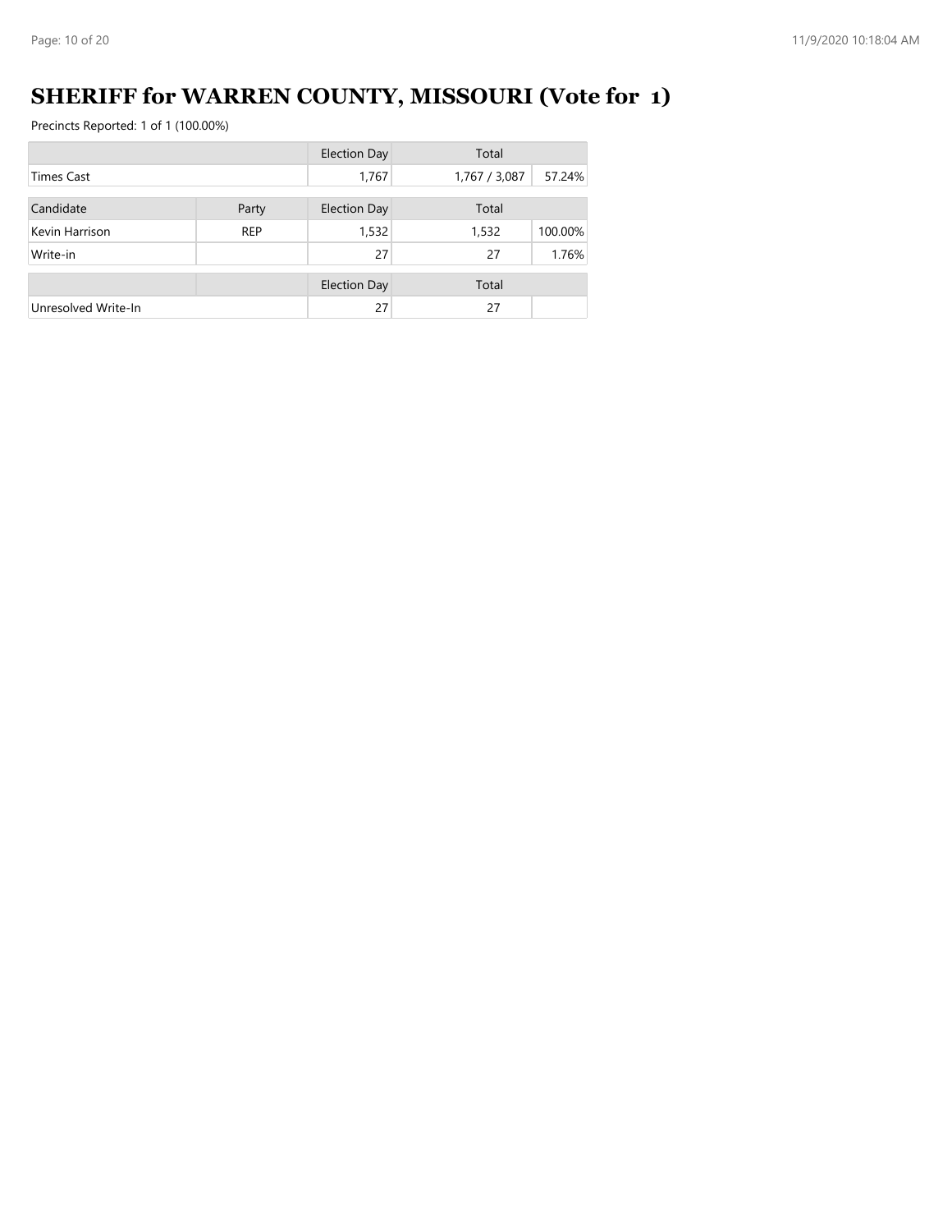# SHERIFF for WARREN COUNTY, MISSOURI (Vote for 1)

Precincts Reported: 1 of 1 (100.00%)

| | | Election Day | Total | |
|---|---|---|---|---|
| Times Cast | | 1,767 | 1,767 / 3,087 | 57.24% |

| Candidate | Party | Election Day | Total | |
|---|---|---|---|---|
| Kevin Harrison | REP | 1,532 | 1,532 | 100.00% |
| Write-in | | 27 | 27 | 1.76% |

| | | Election Day | Total | |
|---|---|---|---|---|
| Unresolved Write-In | | 27 | 27 | |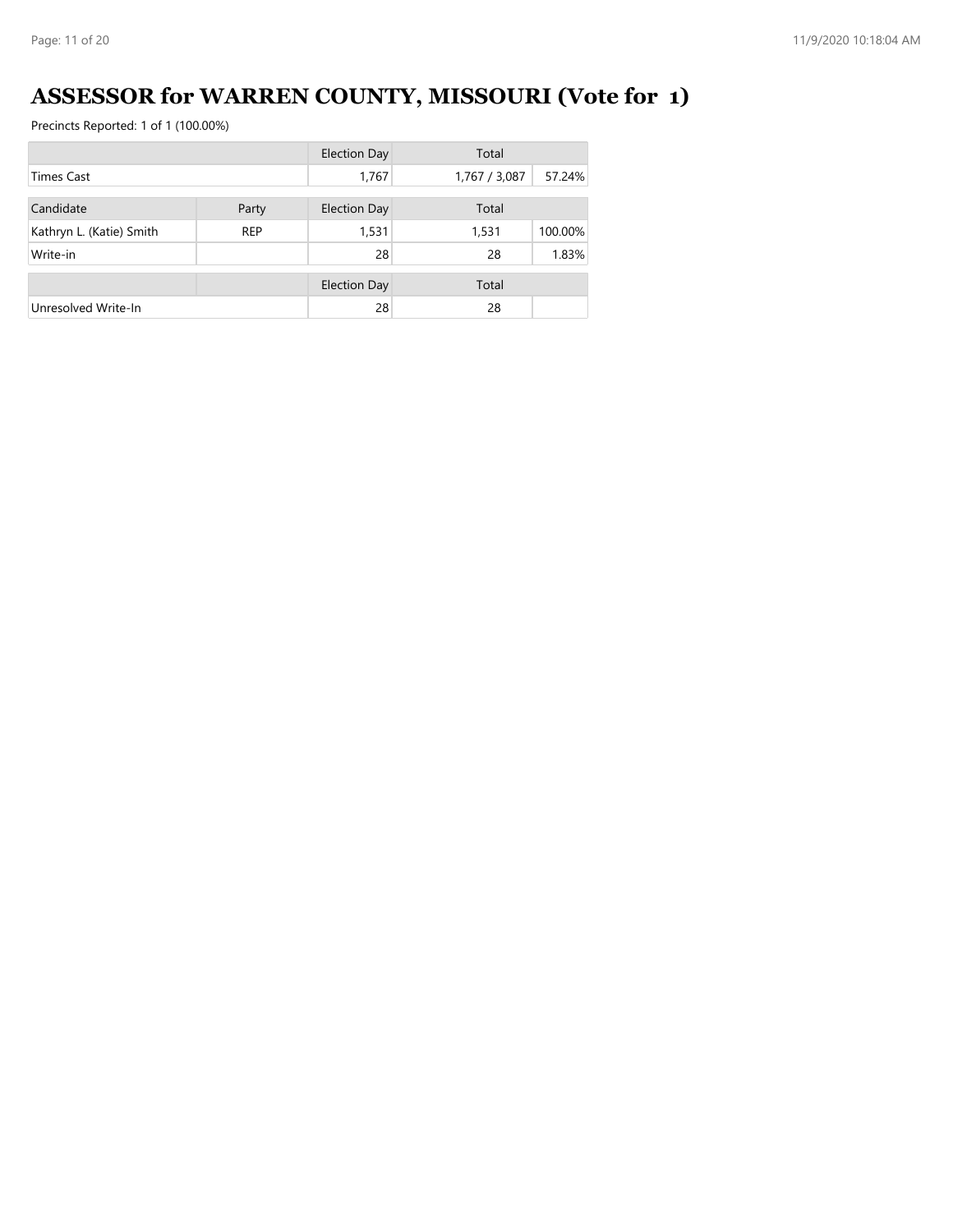# ASSESSOR for WARREN COUNTY, MISSOURI (Vote for 1)

Precincts Reported: 1 of 1 (100.00%)

| | | Election Day | Total | |
|---|---|---|---|---|
| Times Cast | | 1,767 | 1,767 / 3,087 | 57.24% |

| Candidate | Party | Election Day | Total | |
|---|---|---|---|---|
| Kathryn L. (Katie) Smith | REP | 1,531 | 1,531 | 100.00% |
| Write-in | | 28 | 28 | 1.83% |

| | | Election Day | Total | |
|---|---|---|---|---|
| Unresolved Write-In | | 28 | 28 | |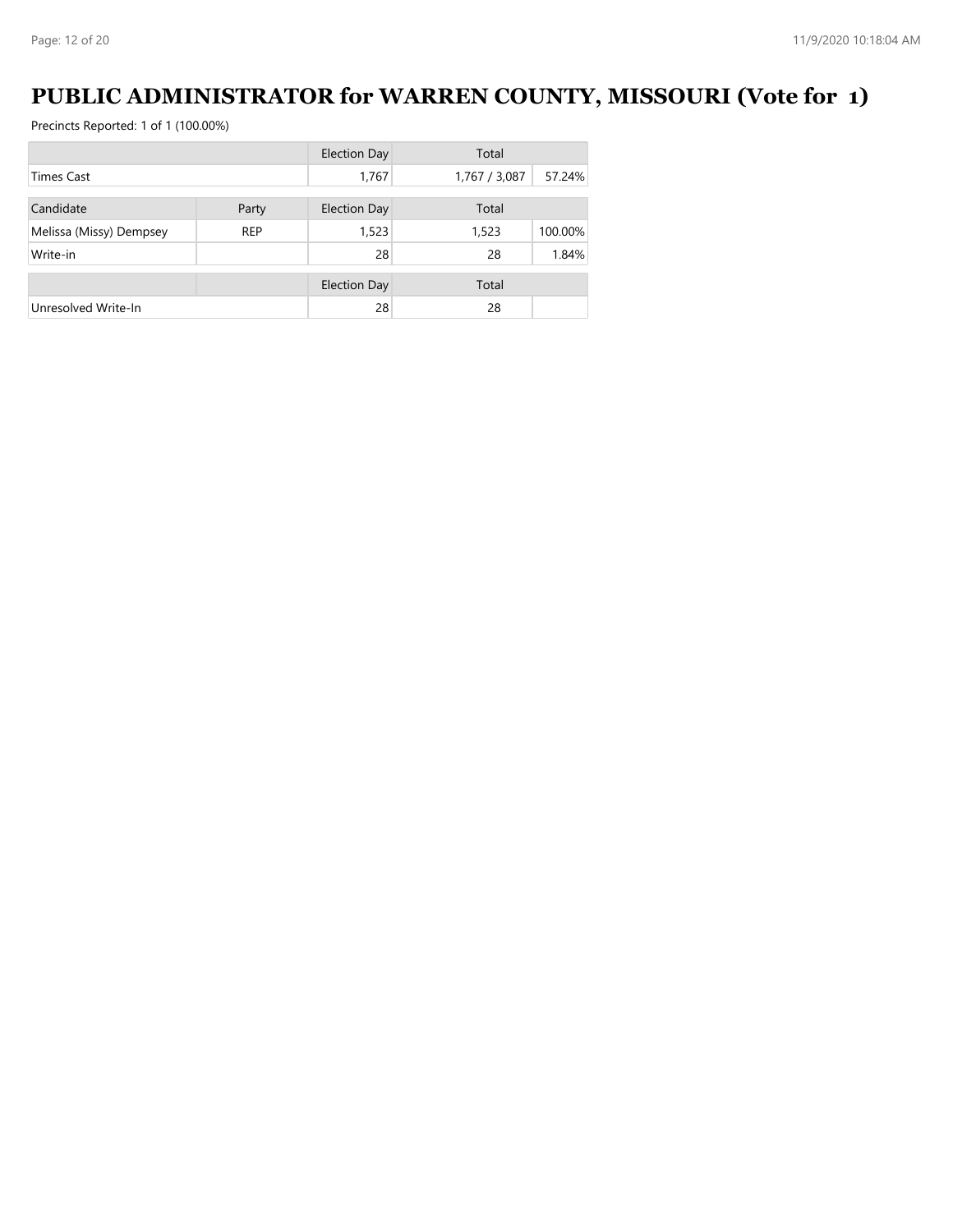# PUBLIC ADMINISTRATOR for WARREN COUNTY, MISSOURI (Vote for 1)

Precincts Reported: 1 of 1 (100.00%)

| | | Election Day | Total | |
|---|---|---|---|---|
| Times Cast | | 1,767 | 1,767 / 3,087 | 57.24% |

| Candidate | Party | Election Day | Total | |
|---|---|---|---|---|
| Melissa (Missy) Dempsey | REP | 1,523 | 1,523 | 100.00% |
| Write-in | | 28 | 28 | 1.84% |

| | | Election Day | Total | |
|---|---|---|---|---|
| Unresolved Write-In | | 28 | 28 | |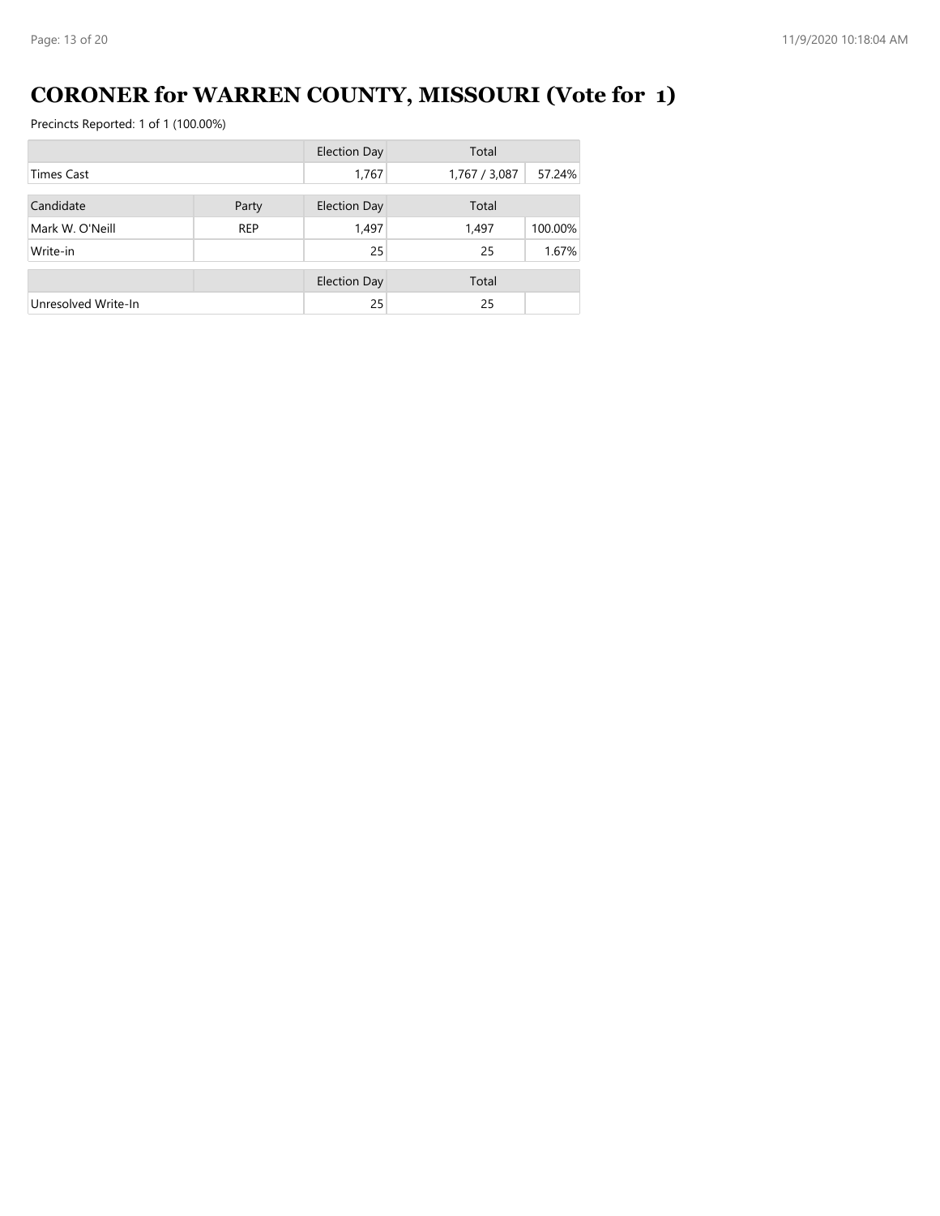# CORONER for WARREN COUNTY, MISSOURI (Vote for 1)

Precincts Reported: 1 of 1 (100.00%)

| | | Election Day | Total | |
|---|---|---|---|---|
| Times Cast | | 1,767 | 1,767 / 3,087 | 57.24% |

| Candidate | Party | Election Day | Total | |
|---|---|---|---|---|
| Mark W. O'Neill | REP | 1,497 | 1,497 | 100.00% |
| Write-in | | 25 | 25 | 1.67% |

| | | Election Day | Total | |
|---|---|---|---|---|
| Unresolved Write-In | | 25 | 25 | |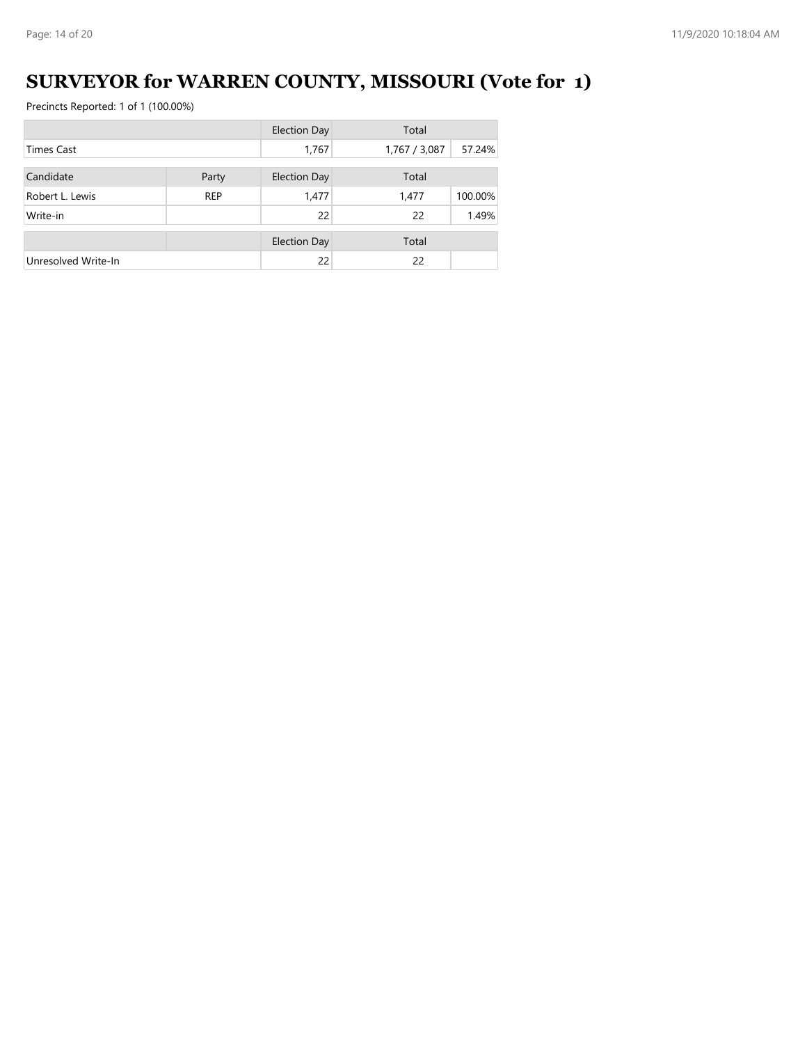# SURVEYOR for WARREN COUNTY, MISSOURI (Vote for 1)

Precincts Reported: 1 of 1 (100.00%)

| | | Election Day | Total | |
|---|---|---|---|---|
| Times Cast | | 1,767 | 1,767 / 3,087 | 57.24% |
| Candidate | Party | Election Day | Total | |
| Robert L. Lewis | REP | 1,477 | 1,477 | 100.00% |
| Write-in | | 22 | 22 | 1.49% |
| | | Election Day | Total | |
| Unresolved Write-In | | 22 | 22 | |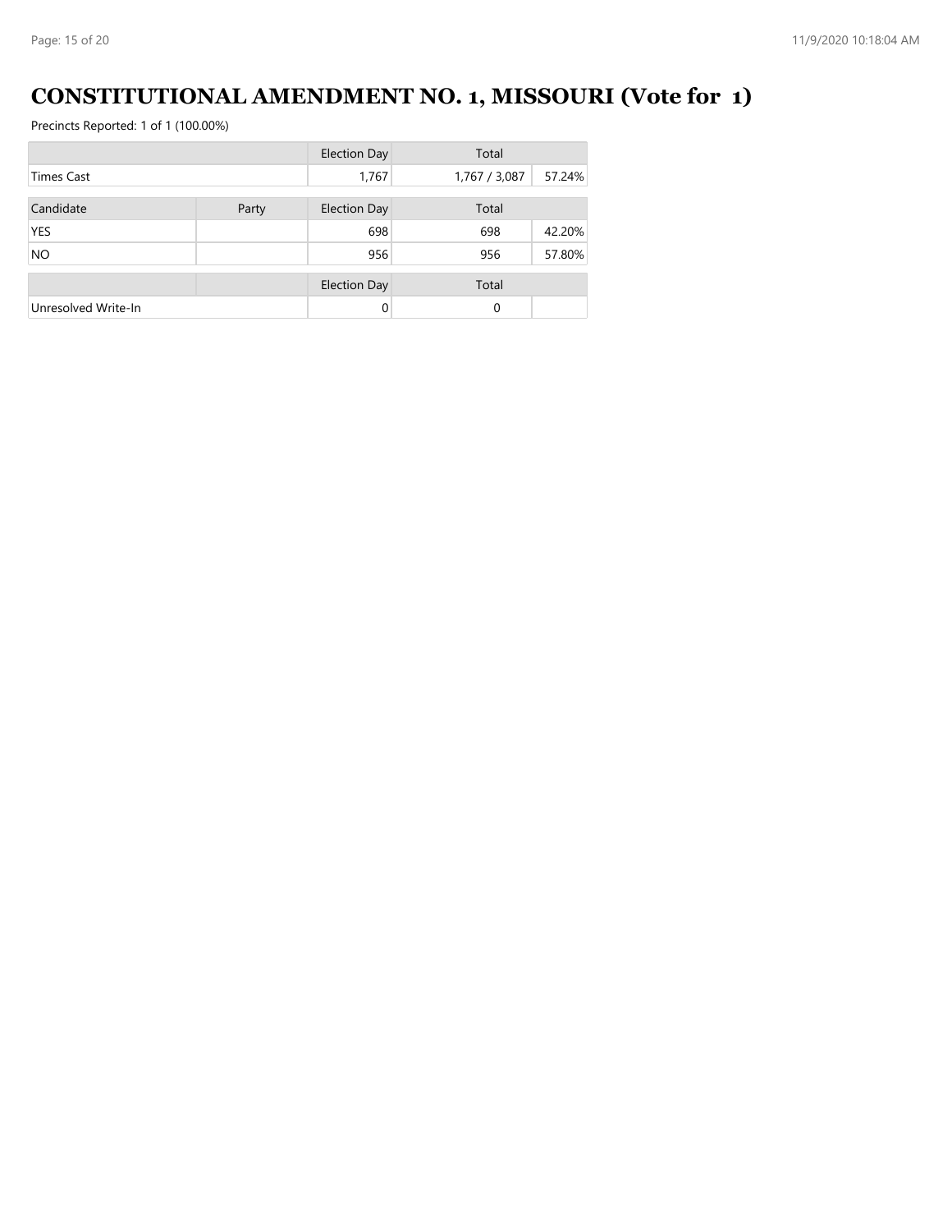# CONSTITUTIONAL AMENDMENT NO. 1, MISSOURI (Vote for 1)

Precincts Reported: 1 of 1 (100.00%)

| | | Election Day | Total | |
|---|---|---|---|---|
| Times Cast | | 1,767 | 1,767 / 3,087 | 57.24% |

| Candidate | Party | Election Day | Total | |
|---|---|---|---|---|
| YES | | 698 | 698 | 42.20% |
| NO | | 956 | 956 | 57.80% |

| | | Election Day | Total | |
|---|---|---|---|---|
| Unresolved Write-In | | 0 | 0 | |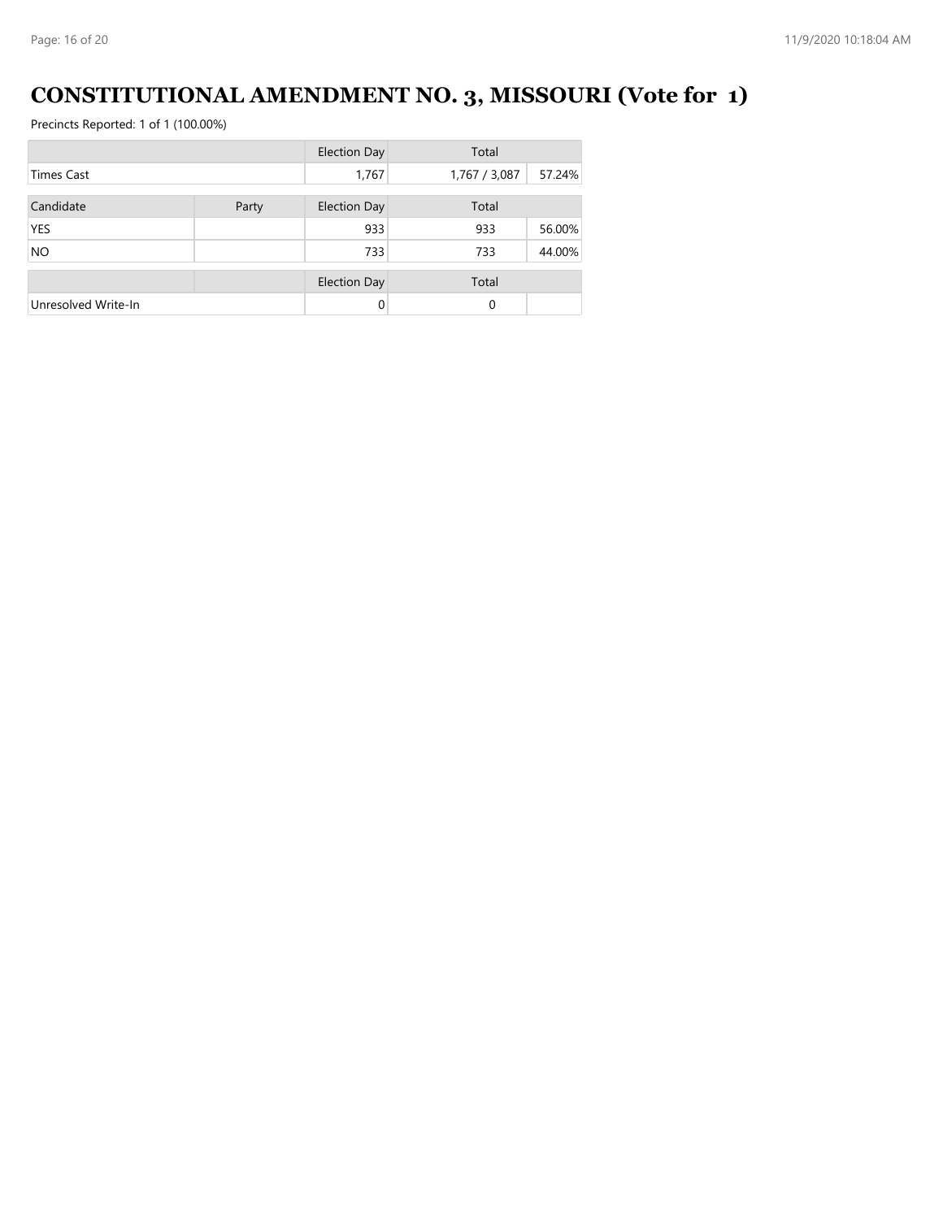# CONSTITUTIONAL AMENDMENT NO. 3, MISSOURI (Vote for 1)

Precincts Reported: 1 of 1 (100.00%)

| | | Election Day | Total | |
|---|---|---|---|---|
| Times Cast | | 1,767 | 1,767 / 3,087 | 57.24% |

| Candidate | Party | Election Day | Total | |
|---|---|---|---|---|
| YES | | 933 | 933 | 56.00% |
| NO | | 733 | 733 | 44.00% |

| | | Election Day | Total | |
|---|---|---|---|---|
| Unresolved Write-In | | 0 | 0 | |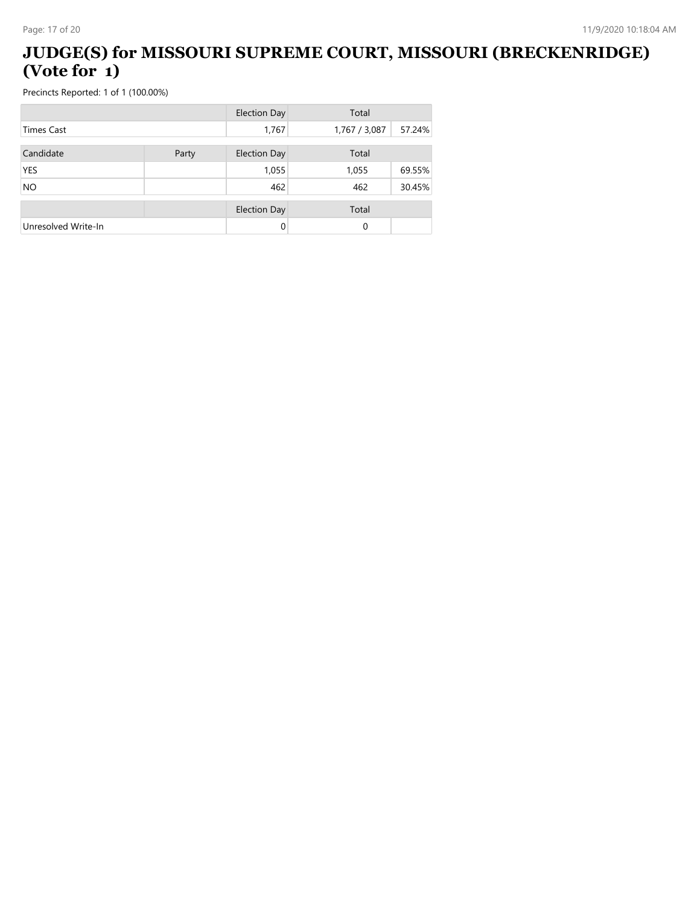# JUDGE(S) for MISSOURI SUPREME COURT, MISSOURI (BRECKENRIDGE) (Vote for 1)

Precincts Reported: 1 of 1 (100.00%)

| | | Election Day | Total | |
|---|---|---|---|---|
| Times Cast | | 1,767 | 1,767 / 3,087 | 57.24% |

| Candidate | Party | Election Day | Total | |
|---|---|---|---|---|
| YES | | 1,055 | 1,055 | 69.55% |
| NO | | 462 | 462 | 30.45% |

| | | Election Day | Total | |
|---|---|---|---|---|
| Unresolved Write-In | | 0 | 0 | |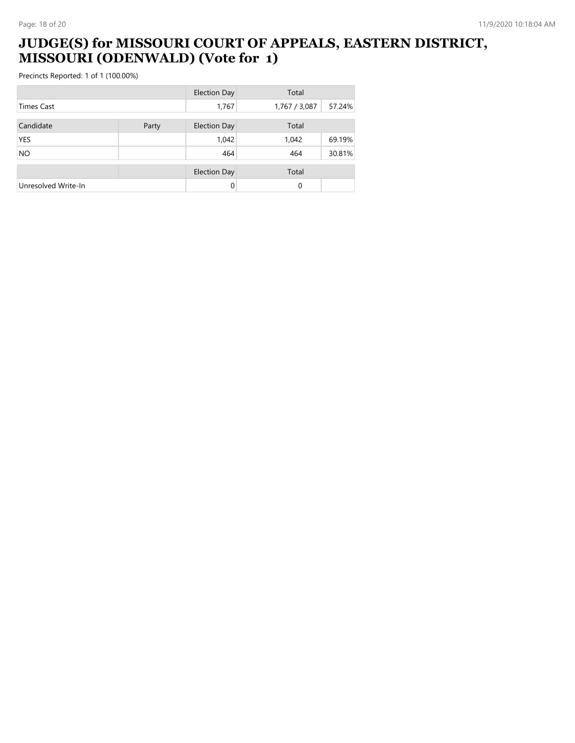# JUDGE(S) for MISSOURI COURT OF APPEALS, EASTERN DISTRICT, MISSOURI (ODENWALD) (Vote for 1)

Precincts Reported: 1 of 1 (100.00%)

| | | Election Day | Total | |
|---|---|---|---|---|
| Times Cast | | 1,767 | 1,767 / 3,087 | 57.24% |

| Candidate | Party | Election Day | Total | |
|---|---|---|---|---|
| YES | | 1,042 | 1,042 | 69.19% |
| NO | | 464 | 464 | 30.81% |

| | | Election Day | Total | |
|---|---|---|---|---|
| Unresolved Write-In | | 0 | 0 | |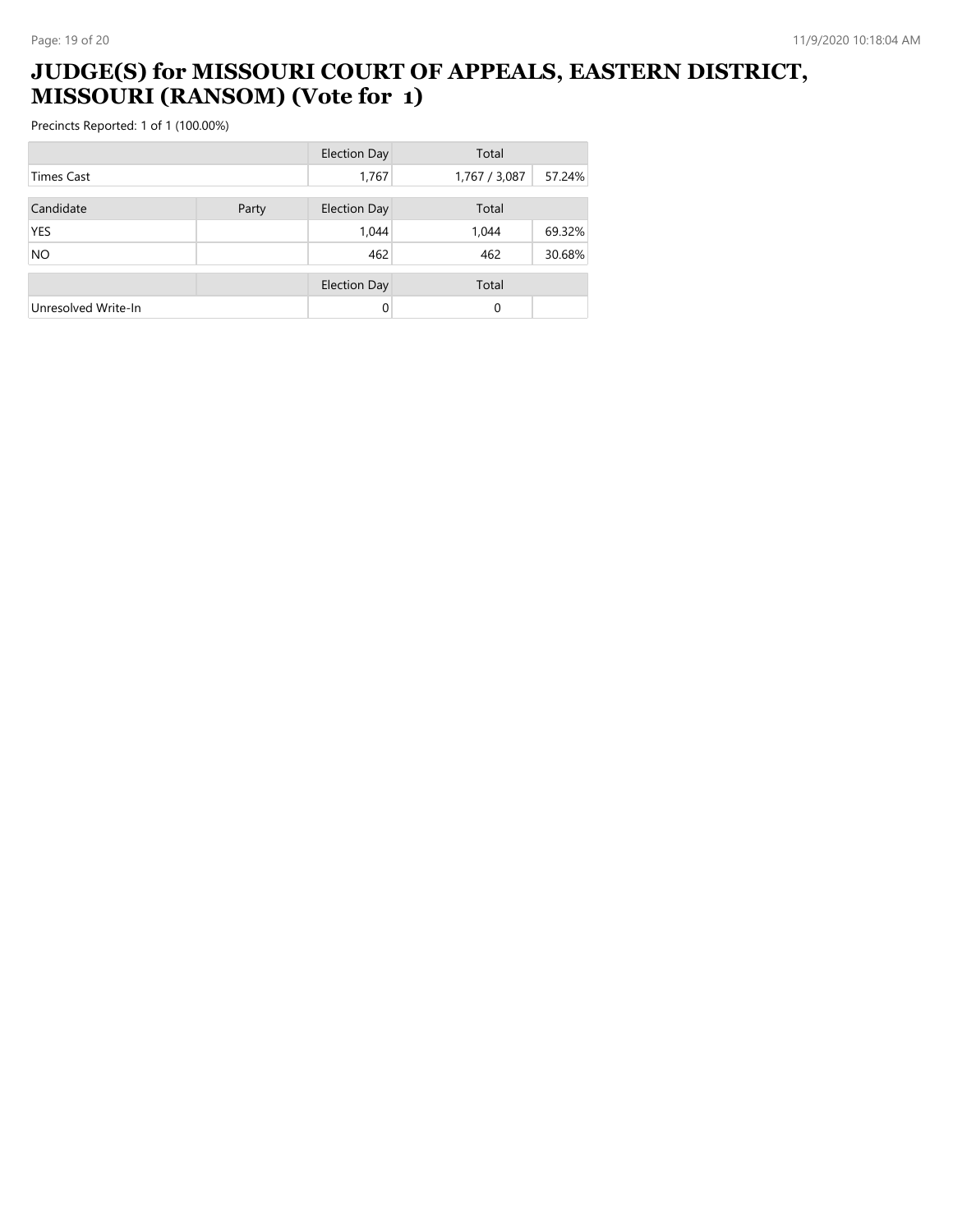# JUDGE(S) for MISSOURI COURT OF APPEALS, EASTERN DISTRICT, MISSOURI (RANSOM) (Vote for 1)

Precincts Reported: 1 of 1 (100.00%)

| | | Election Day | Total | |
|---|---|---|---|---|
| Times Cast | | 1,767 | 1,767 / 3,087 | 57.24% |

| Candidate | Party | Election Day | Total | |
|---|---|---|---|---|
| YES | | 1,044 | 1,044 | 69.32% |
| NO | | 462 | 462 | 30.68% |

| | | Election Day | Total | |
|---|---|---|---|---|
| Unresolved Write-In | | 0 | 0 | |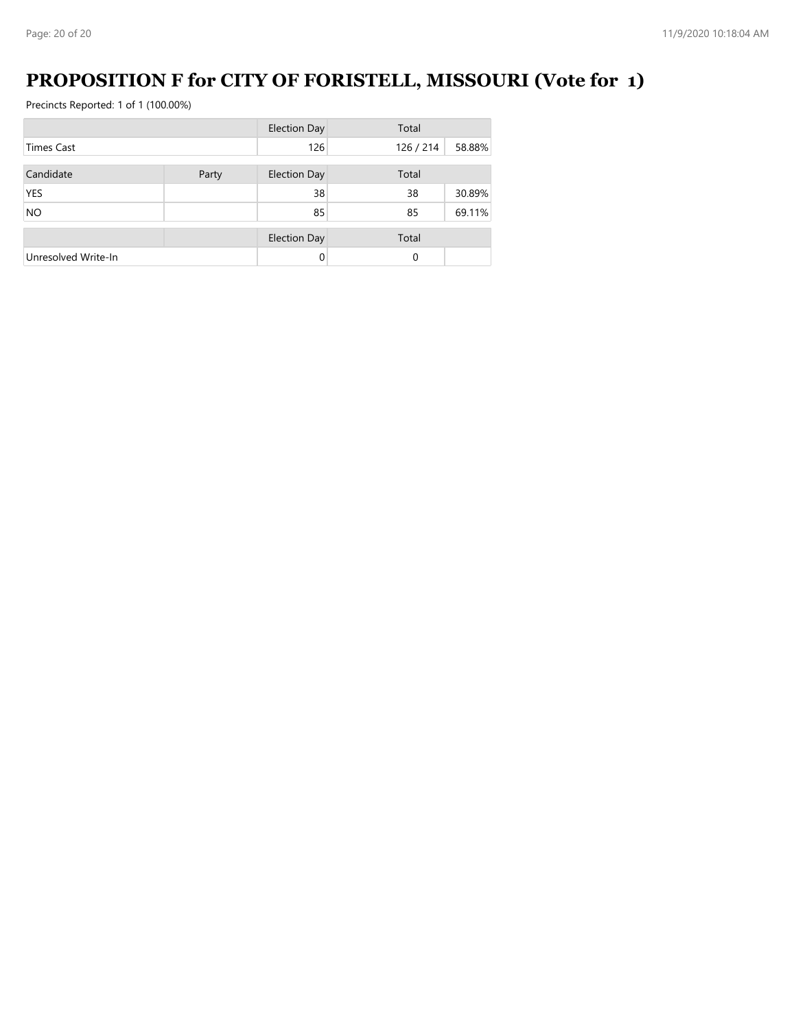# PROPOSITION F for CITY OF FORISTELL, MISSOURI (Vote for 1)

Precincts Reported: 1 of 1 (100.00%)

| | | Election Day | Total | |
|---|---|---|---|---|
| Times Cast | | 126 | 126 / 214 | 58.88% |

| Candidate | Party | Election Day | Total | |
|---|---|---|---|---|
| YES | | 38 | 38 | 30.89% |
| NO | | 85 | 85 | 69.11% |

| | | Election Day | Total | |
|---|---|---|---|---|
| Unresolved Write-In | | 0 | 0 | |